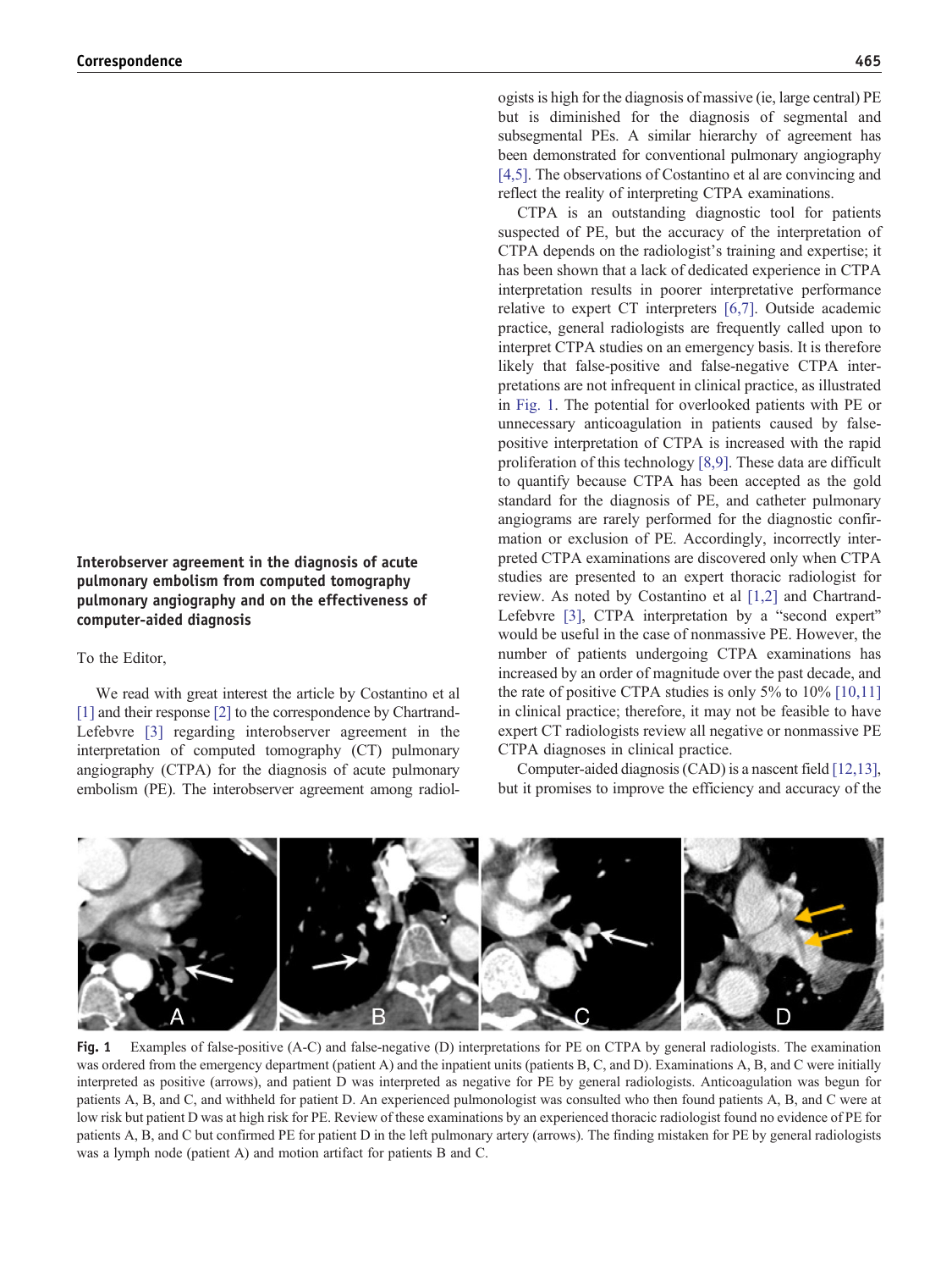## Interobserver agreement in the diagnosis of acute pulmonary embolism from computed tomography pulmonary angiography and on the effectiveness of computer-aided diagnosis

To the Editor,

We read with great interest the article by Costantino et al [1] and their response [2] to the correspondence by Chartrand-Lefebvre [3] regarding interobserver agreement in the interpretation of computed tomography (CT) pulmonary angiography (CTPA) for the diagnosis of acute pulmonary embolism (PE). The interobserver agreement among radiologists is high for the diagnosis of massive (ie, large central) PE but is diminished for the diagnosis of segmental and subsegmental PEs. A similar hierarchy of agreement has been demonstrated for conventional pulmonary angiography [4,5]. The observations of Costantino et al are convincing and reflect the reality of interpreting CTPA examinations.

CTPA is an outstanding diagnostic tool for patients suspected of PE, but the accuracy of the interpretation of CTPA depends on the radiologist's training and expertise; it has been shown that a lack of dedicated experience in CTPA interpretation results in poorer interpretative performance relative to expert CT interpreters [6,7]. Outside academic practice, general radiologists are frequently called upon to interpret CTPA studies on an emergency basis. It is therefore likely that false-positive and false-negative CTPA interpretations are not infrequent in clinical practice, as illustrated in Fig. 1. The potential for overlooked patients with PE or unnecessary anticoagulation in patients caused by false-positive interpretation of CTPA is increased with the rapid proliferation of this technology [8,9]. These data are difficult to quantify because CTPA has been accepted as the gold standard for the diagnosis of PE, and catheter pulmonary angiograms are rarely performed for the diagnostic confirmation or exclusion of PE. Accordingly, incorrectly interpreted CTPA examinations are discovered only when CTPA studies are presented to an expert thoracic radiologist for review. As noted by Costantino et al [1,2] and Chartrand-Lefebvre [3], CTPA interpretation by a "second expert" would be useful in the case of nonmassive PE. However, the number of patients undergoing CTPA examinations has increased by an order of magnitude over the past decade, and the rate of positive CTPA studies is only 5% to 10% [10,11] in clinical practice; therefore, it may not be feasible to have expert CT radiologists review all negative or nonmassive PE CTPA diagnoses in clinical practice.

Computer-aided diagnosis (CAD) is a nascent field [12,13], but it promises to improve the efficiency and accuracy of the

**Fig. 1** Examples of false-positive (A-C) and false-negative (D) interpretations for PE on CTPA by general radiologists. The examination was ordered from the emergency department (patient A) and the inpatient units (patients B, C, and D). Examinations A, B, and C were initially interpreted as positive (arrows), and patient D was interpreted as negative for PE by general radiologists. Anticoagulation was begun for patients A, B, and C, and withheld for patient D. An experienced pulmonologist was consulted who then found patients A, B, and C were at low risk but patient D was at high risk for PE. Review of these examinations by an experienced thoracic radiologist found no evidence of PE for patients A, B, and C but confirmed PE for patient D in the left pulmonary artery (arrows). The finding mistaken for PE by general radiologists was a lymph node (patient A) and motion artifact for patients B and C.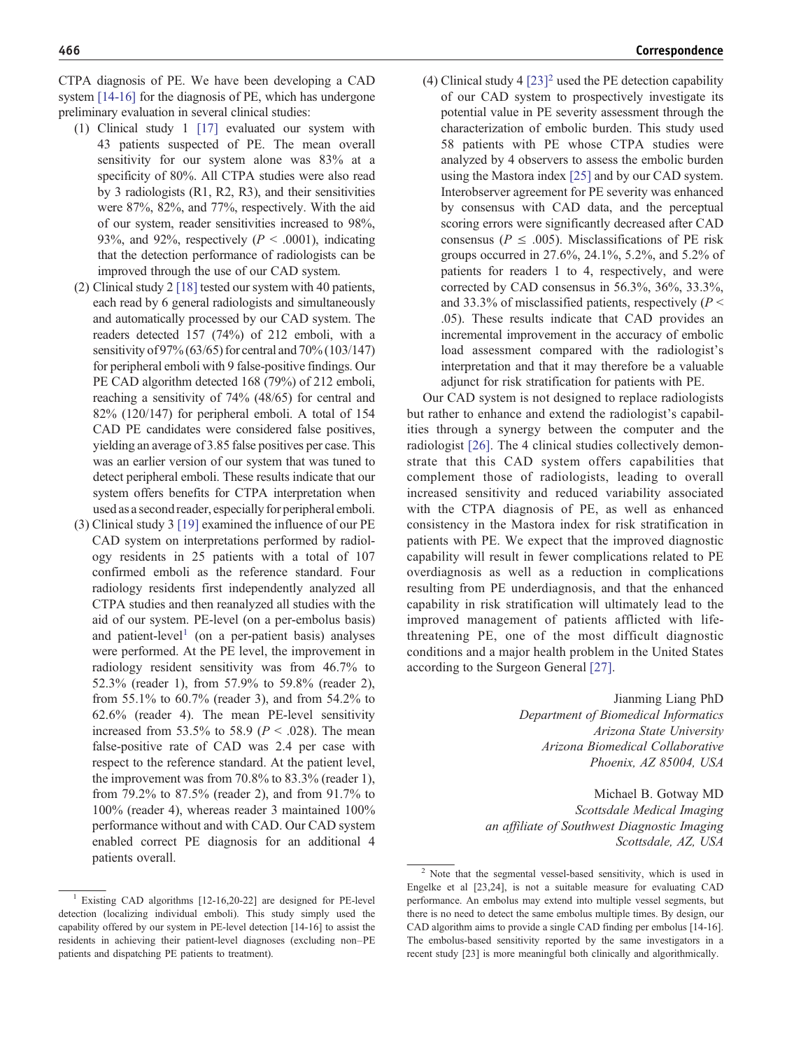CTPA diagnosis of PE. We have been developing a CAD system [14-16] for the diagnosis of PE, which has undergone preliminary evaluation in several clinical studies:

(1) Clinical study 1 [17] evaluated our system with 43 patients suspected of PE. The mean overall sensitivity for our system alone was 83% at a specificity of 80%. All CTPA studies were also read by 3 radiologists (R1, R2, R3), and their sensitivities were 87%, 82%, and 77%, respectively. With the aid of our system, reader sensitivities increased to 98%, 93%, and 92%, respectively ($P < .0001$), indicating that the detection performance of radiologists can be improved through the use of our CAD system.

(2) Clinical study 2 [18] tested our system with 40 patients, each read by 6 general radiologists and simultaneously and automatically processed by our CAD system. The readers detected 157 (74%) of 212 emboli, with a sensitivity of 97% (63/65) for central and 70% (103/147) for peripheral emboli with 9 false-positive findings. Our PE CAD algorithm detected 168 (79%) of 212 emboli, reaching a sensitivity of 74% (48/65) for central and 82% (120/147) for peripheral emboli. A total of 154 CAD PE candidates were considered false positives, yielding an average of 3.85 false positives per case. This was an earlier version of our system that was tuned to detect peripheral emboli. These results indicate that our system offers benefits for CTPA interpretation when used as a second reader, especially for peripheral emboli.

(3) Clinical study 3 [19] examined the influence of our PE CAD system on interpretations performed by radiology residents in 25 patients with a total of 107 confirmed emboli as the reference standard. Four radiology residents first independently analyzed all CTPA studies and then reanalyzed all studies with the aid of our system. PE-level (on a per-embolus basis) and patient-level[1] (on a per-patient basis) analyses were performed. At the PE level, the improvement in radiology resident sensitivity was from 46.7% to 52.3% (reader 1), from 57.9% to 59.8% (reader 2), from 55.1% to 60.7% (reader 3), and from 54.2% to 62.6% (reader 4). The mean PE-level sensitivity increased from 53.5% to 58.9 ($P < .028$). The mean false-positive rate of CAD was 2.4 per case with respect to the reference standard. At the patient level, the improvement was from 70.8% to 83.3% (reader 1), from 79.2% to 87.5% (reader 2), and from 91.7% to 100% (reader 4), whereas reader 3 maintained 100% performance without and with CAD. Our CAD system enabled correct PE diagnosis for an additional 4 patients overall.

(4) Clinical study 4 [23][2] used the PE detection capability of our CAD system to prospectively investigate its potential value in PE severity assessment through the characterization of embolic burden. This study used 58 patients with PE whose CTPA studies were analyzed by 4 observers to assess the embolic burden using the Mastora index [25] and by our CAD system. Interobserver agreement for PE severity was enhanced by consensus with CAD data, and the perceptual scoring errors were significantly decreased after CAD consensus ($P \leq .005$). Misclassifications of PE risk groups occurred in 27.6%, 24.1%, 5.2%, and 5.2% of patients for readers 1 to 4, respectively, and were corrected by CAD consensus in 56.3%, 36%, 33.3%, and 33.3% of misclassified patients, respectively ($P < .05$). These results indicate that CAD provides an incremental improvement in the accuracy of embolic load assessment compared with the radiologist's interpretation and that it may therefore be a valuable adjunct for risk stratification for patients with PE.

Our CAD system is not designed to replace radiologists but rather to enhance and extend the radiologist's capabilities through a synergy between the computer and the radiologist [26]. The 4 clinical studies collectively demonstrate that this CAD system offers capabilities that complement those of radiologists, leading to overall increased sensitivity and reduced variability associated with the CTPA diagnosis of PE, as well as enhanced consistency in the Mastora index for risk stratification in patients with PE. We expect that the improved diagnostic capability will result in fewer complications related to PE overdiagnosis as well as a reduction in complications resulting from PE underdiagnosis, and that the enhanced capability in risk stratification will ultimately lead to the improved management of patients afflicted with life-threatening PE, one of the most difficult diagnostic conditions and a major health problem in the United States according to the Surgeon General [27].

Jianming Liang PhD
*Department of Biomedical Informatics*
*Arizona State University*
*Arizona Biomedical Collaborative*
*Phoenix, AZ 85004, USA*

Michael B. Gotway MD
*Scottsdale Medical Imaging*
*an affiliate of Southwest Diagnostic Imaging*
*Scottsdale, AZ, USA*

---

[1] Existing CAD algorithms [12-16,20-22] are designed for PE-level detection (localizing individual emboli). This study simply used the capability offered by our system in PE-level detection [14-16] to assist the residents in achieving their patient-level diagnoses (excluding non–PE patients and dispatching PE patients to treatment).

[2] Note that the segmental vessel-based sensitivity, which is used in Engelke et al [23,24], is not a suitable measure for evaluating CAD performance. An embolus may extend into multiple vessel segments, but there is no need to detect the same embolus multiple times. By design, our CAD algorithm aims to provide a single CAD finding per embolus [14-16]. The embolus-based sensitivity reported by the same investigators in a recent study [23] is more meaningful both clinically and algorithmically.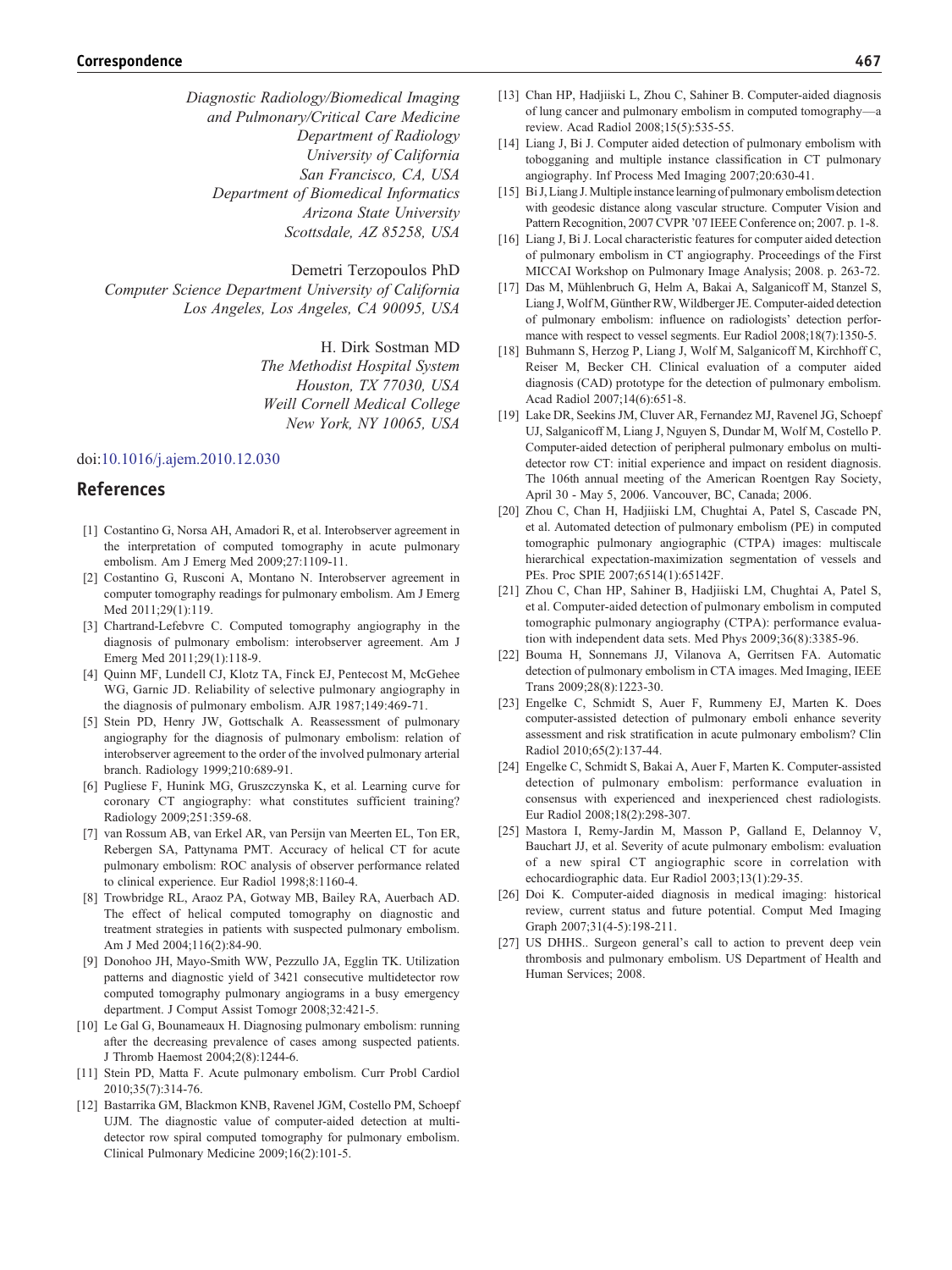*Diagnostic Radiology/Biomedical Imaging*
*and Pulmonary/Critical Care Medicine*
*Department of Radiology*
*University of California*
*San Francisco, CA, USA*
*Department of Biomedical Informatics*
*Arizona State University*
*Scottsdale, AZ 85258, USA*

Demetri Terzopoulos PhD
*Computer Science Department University of California*
*Los Angeles, Los Angeles, CA 90095, USA*

H. Dirk Sostman MD
*The Methodist Hospital System*
*Houston, TX 77030, USA*
*Weill Cornell Medical College*
*New York, NY 10065, USA*

doi:10.1016/j.ajem.2010.12.030

## References

[1] Costantino G, Norsa AH, Amadori R, et al. Interobserver agreement in the interpretation of computed tomography in acute pulmonary embolism. Am J Emerg Med 2009;27:1109-11.

[2] Costantino G, Rusconi A, Montano N. Interobserver agreement in computer tomography readings for pulmonary embolism. Am J Emerg Med 2011;29(1):119.

[3] Chartrand-Lefebvre C. Computed tomography angiography in the diagnosis of pulmonary embolism: interobserver agreement. Am J Emerg Med 2011;29(1):118-9.

[4] Quinn MF, Lundell CJ, Klotz TA, Finck EJ, Pentecost M, McGehee WG, Garnic JD. Reliability of selective pulmonary angiography in the diagnosis of pulmonary embolism. AJR 1987;149:469-71.

[5] Stein PD, Henry JW, Gottschalk A. Reassessment of pulmonary angiography for the diagnosis of pulmonary embolism: relation of interobserver agreement to the order of the involved pulmonary arterial branch. Radiology 1999;210:689-91.

[6] Pugliese F, Hunink MG, Gruszczynska K, et al. Learning curve for coronary CT angiography: what constitutes sufficient training? Radiology 2009;251:359-68.

[7] van Rossum AB, van Erkel AR, van Persijn van Meerten EL, Ton ER, Rebergen SA, Pattynama PMT. Accuracy of helical CT for acute pulmonary embolism: ROC analysis of observer performance related to clinical experience. Eur Radiol 1998;8:1160-4.

[8] Trowbridge RL, Araoz PA, Gotway MB, Bailey RA, Auerbach AD. The effect of helical computed tomography on diagnostic and treatment strategies in patients with suspected pulmonary embolism. Am J Med 2004;116(2):84-90.

[9] Donohoo JH, Mayo-Smith WW, Pezzullo JA, Egglin TK. Utilization patterns and diagnostic yield of 3421 consecutive multidetector row computed tomography pulmonary angiograms in a busy emergency department. J Comput Assist Tomogr 2008;32:421-5.

[10] Le Gal G, Bounameaux H. Diagnosing pulmonary embolism: running after the decreasing prevalence of cases among suspected patients. J Thromb Haemost 2004;2(8):1244-6.

[11] Stein PD, Matta F. Acute pulmonary embolism. Curr Probl Cardiol 2010;35(7):314-76.

[12] Bastarrika GM, Blackmon KNB, Ravenel JGM, Costello PM, Schoepf UJM. The diagnostic value of computer-aided detection at multidetector row spiral computed tomography for pulmonary embolism. Clinical Pulmonary Medicine 2009;16(2):101-5.

[13] Chan HP, Hadjiiski L, Zhou C, Sahiner B. Computer-aided diagnosis of lung cancer and pulmonary embolism in computed tomography—a review. Acad Radiol 2008;15(5):535-55.

[14] Liang J, Bi J. Computer aided detection of pulmonary embolism with tobogganing and multiple instance classification in CT pulmonary angiography. Inf Process Med Imaging 2007;20:630-41.

[15] Bi J, Liang J. Multiple instance learning of pulmonary embolism detection with geodesic distance along vascular structure. Computer Vision and Pattern Recognition, 2007 CVPR '07 IEEE Conference on; 2007. p. 1-8.

[16] Liang J, Bi J. Local characteristic features for computer aided detection of pulmonary embolism in CT angiography. Proceedings of the First MICCAI Workshop on Pulmonary Image Analysis; 2008. p. 263-72.

[17] Das M, Mühlenbruch G, Helm A, Bakai A, Salganicoff M, Stanzel S, Liang J, Wolf M, Günther RW, Wildberger JE. Computer-aided detection of pulmonary embolism: influence on radiologists' detection performance with respect to vessel segments. Eur Radiol 2008;18(7):1350-5.

[18] Buhmann S, Herzog P, Liang J, Wolf M, Salganicoff M, Kirchhoff C, Reiser M, Becker CH. Clinical evaluation of a computer aided diagnosis (CAD) prototype for the detection of pulmonary embolism. Acad Radiol 2007;14(6):651-8.

[19] Lake DR, Seekins JM, Cluver AR, Fernandez MJ, Ravenel JG, Schoepf UJ, Salganicoff M, Liang J, Nguyen S, Dundar M, Wolf M, Costello P. Computer-aided detection of peripheral pulmonary embolus on multidetector row CT: initial experience and impact on resident diagnosis. The 106th annual meeting of the American Roentgen Ray Society, April 30 - May 5, 2006. Vancouver, BC, Canada; 2006.

[20] Zhou C, Chan H, Hadjiiski LM, Chughtai A, Patel S, Cascade PN, et al. Automated detection of pulmonary embolism (PE) in computed tomographic pulmonary angiographic (CTPA) images: multiscale hierarchical expectation-maximization segmentation of vessels and PEs. Proc SPIE 2007;6514(1):65142F.

[21] Zhou C, Chan HP, Sahiner B, Hadjiiski LM, Chughtai A, Patel S, et al. Computer-aided detection of pulmonary embolism in computed tomographic pulmonary angiography (CTPA): performance evaluation with independent data sets. Med Phys 2009;36(8):3385-96.

[22] Bouma H, Sonnemans JJ, Vilanova A, Gerritsen FA. Automatic detection of pulmonary embolism in CTA images. Med Imaging, IEEE Trans 2009;28(8):1223-30.

[23] Engelke C, Schmidt S, Auer F, Rummeny EJ, Marten K. Does computer-assisted detection of pulmonary emboli enhance severity assessment and risk stratification in acute pulmonary embolism? Clin Radiol 2010;65(2):137-44.

[24] Engelke C, Schmidt S, Bakai A, Auer F, Marten K. Computer-assisted detection of pulmonary embolism: performance evaluation in consensus with experienced and inexperienced chest radiologists. Eur Radiol 2008;18(2):298-307.

[25] Mastora I, Remy-Jardin M, Masson P, Galland E, Delannoy V, Bauchart JJ, et al. Severity of acute pulmonary embolism: evaluation of a new spiral CT angiographic score in correlation with echocardiographic data. Eur Radiol 2003;13(1):29-35.

[26] Doi K. Computer-aided diagnosis in medical imaging: historical review, current status and future potential. Comput Med Imaging Graph 2007;31(4-5):198-211.

[27] US DHHS.. Surgeon general's call to action to prevent deep vein thrombosis and pulmonary embolism. US Department of Health and Human Services; 2008.